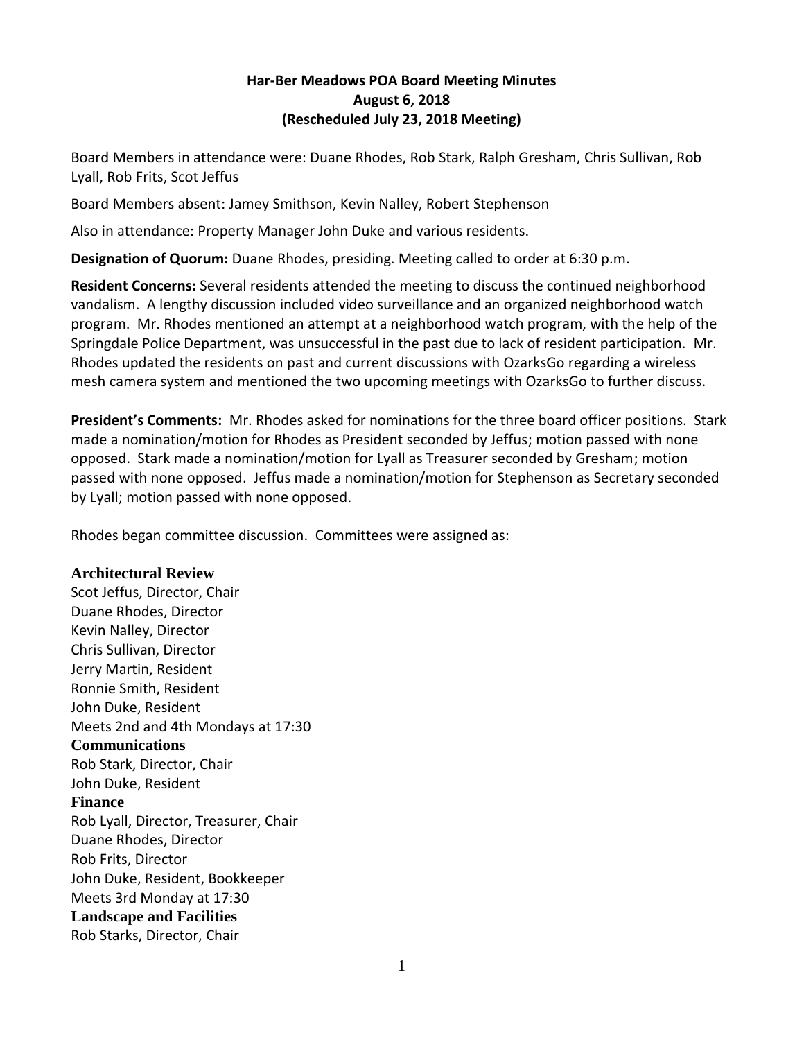**Har-Ber Meadows POA Board Meeting Minutes**
**August 6, 2018**
**(Rescheduled July 23, 2018 Meeting)**

Board Members in attendance were: Duane Rhodes, Rob Stark, Ralph Gresham, Chris Sullivan, Rob Lyall, Rob Frits, Scot Jeffus

Board Members absent: Jamey Smithson, Kevin Nalley, Robert Stephenson

Also in attendance: Property Manager John Duke and various residents.

**Designation of Quorum:** Duane Rhodes, presiding. Meeting called to order at 6:30 p.m.

**Resident Concerns:** Several residents attended the meeting to discuss the continued neighborhood vandalism. A lengthy discussion included video surveillance and an organized neighborhood watch program. Mr. Rhodes mentioned an attempt at a neighborhood watch program, with the help of the Springdale Police Department, was unsuccessful in the past due to lack of resident participation. Mr. Rhodes updated the residents on past and current discussions with OzarksGo regarding a wireless mesh camera system and mentioned the two upcoming meetings with OzarksGo to further discuss.

**President's Comments:** Mr. Rhodes asked for nominations for the three board officer positions. Stark made a nomination/motion for Rhodes as President seconded by Jeffus; motion passed with none opposed. Stark made a nomination/motion for Lyall as Treasurer seconded by Gresham; motion passed with none opposed. Jeffus made a nomination/motion for Stephenson as Secretary seconded by Lyall; motion passed with none opposed.

Rhodes began committee discussion. Committees were assigned as:

**Architectural Review**
Scot Jeffus, Director, Chair
Duane Rhodes, Director
Kevin Nalley, Director
Chris Sullivan, Director
Jerry Martin, Resident
Ronnie Smith, Resident
John Duke, Resident
Meets 2nd and 4th Mondays at 17:30

**Communications**
Rob Stark, Director, Chair
John Duke, Resident

**Finance**
Rob Lyall, Director, Treasurer, Chair
Duane Rhodes, Director
Rob Frits, Director
John Duke, Resident, Bookkeeper
Meets 3rd Monday at 17:30

**Landscape and Facilities**
Rob Starks, Director, Chair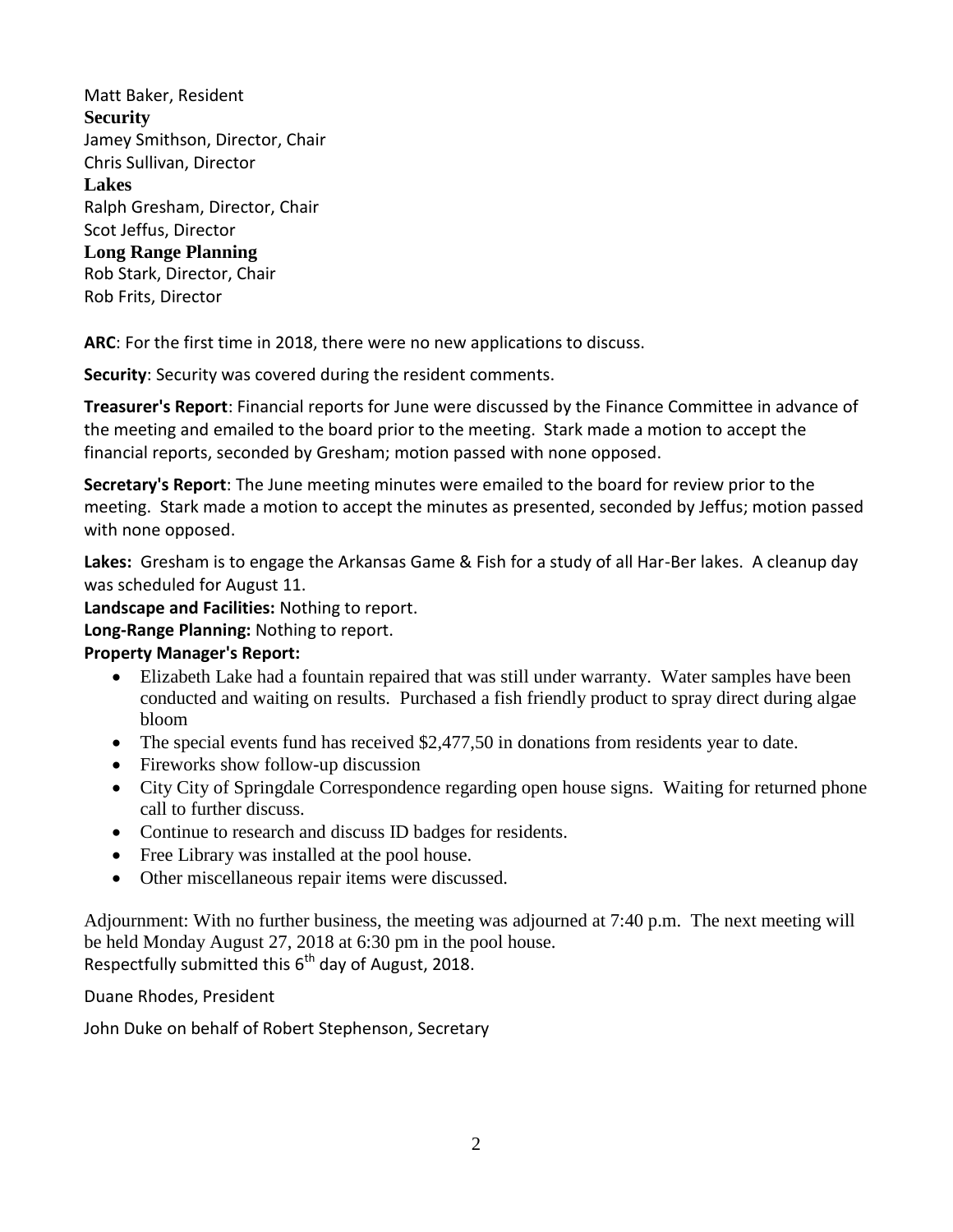Matt Baker, Resident

**Security**

Jamey Smithson, Director, Chair

Chris Sullivan, Director

**Lakes**

Ralph Gresham, Director, Chair

Scot Jeffus, Director

**Long Range Planning**

Rob Stark, Director, Chair

Rob Frits, Director

**ARC**: For the first time in 2018, there were no new applications to discuss.

**Security**: Security was covered during the resident comments.

**Treasurer's Report**: Financial reports for June were discussed by the Finance Committee in advance of the meeting and emailed to the board prior to the meeting. Stark made a motion to accept the financial reports, seconded by Gresham; motion passed with none opposed.

**Secretary's Report**: The June meeting minutes were emailed to the board for review prior to the meeting. Stark made a motion to accept the minutes as presented, seconded by Jeffus; motion passed with none opposed.

**Lakes:** Gresham is to engage the Arkansas Game & Fish for a study of all Har-Ber lakes. A cleanup day was scheduled for August 11.

**Landscape and Facilities:** Nothing to report.

**Long-Range Planning:** Nothing to report.

**Property Manager's Report:**

- Elizabeth Lake had a fountain repaired that was still under warranty. Water samples have been conducted and waiting on results. Purchased a fish friendly product to spray direct during algae bloom
- The special events fund has received $2,477,50 in donations from residents year to date.
- Fireworks show follow-up discussion
- City City of Springdale Correspondence regarding open house signs. Waiting for returned phone call to further discuss.
- Continue to research and discuss ID badges for residents.
- Free Library was installed at the pool house.
- Other miscellaneous repair items were discussed.

Adjournment: With no further business, the meeting was adjourned at 7:40 p.m. The next meeting will be held Monday August 27, 2018 at 6:30 pm in the pool house.

Respectfully submitted this 6th day of August, 2018.

Duane Rhodes, President

John Duke on behalf of Robert Stephenson, Secretary